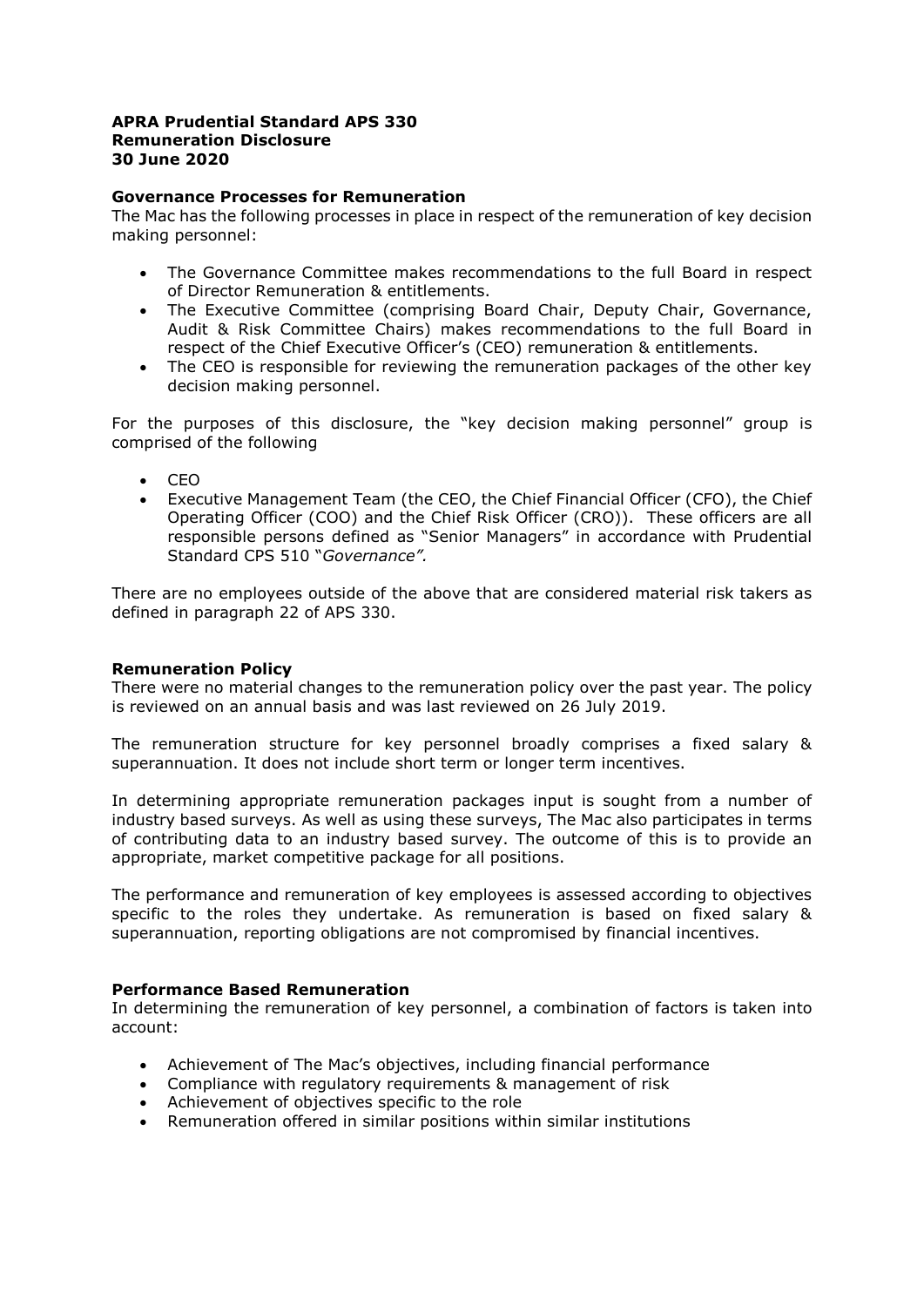**APRA Prudential Standard APS 330**
**Remuneration Disclosure**
**30 June 2020**

## Governance Processes for Remuneration

The Mac has the following processes in place in respect of the remuneration of key decision making personnel:

- The Governance Committee makes recommendations to the full Board in respect of Director Remuneration & entitlements.
- The Executive Committee (comprising Board Chair, Deputy Chair, Governance, Audit & Risk Committee Chairs) makes recommendations to the full Board in respect of the Chief Executive Officer's (CEO) remuneration & entitlements.
- The CEO is responsible for reviewing the remuneration packages of the other key decision making personnel.

For the purposes of this disclosure, the "key decision making personnel" group is comprised of the following

- CEO
- Executive Management Team (the CEO, the Chief Financial Officer (CFO), the Chief Operating Officer (COO) and the Chief Risk Officer (CRO)). These officers are all responsible persons defined as "Senior Managers" in accordance with Prudential Standard CPS 510 "*Governance".*

There are no employees outside of the above that are considered material risk takers as defined in paragraph 22 of APS 330.

## Remuneration Policy

There were no material changes to the remuneration policy over the past year. The policy is reviewed on an annual basis and was last reviewed on 26 July 2019.

The remuneration structure for key personnel broadly comprises a fixed salary & superannuation. It does not include short term or longer term incentives.

In determining appropriate remuneration packages input is sought from a number of industry based surveys. As well as using these surveys, The Mac also participates in terms of contributing data to an industry based survey. The outcome of this is to provide an appropriate, market competitive package for all positions.

The performance and remuneration of key employees is assessed according to objectives specific to the roles they undertake. As remuneration is based on fixed salary & superannuation, reporting obligations are not compromised by financial incentives.

## Performance Based Remuneration

In determining the remuneration of key personnel, a combination of factors is taken into account:

- Achievement of The Mac's objectives, including financial performance
- Compliance with regulatory requirements & management of risk
- Achievement of objectives specific to the role
- Remuneration offered in similar positions within similar institutions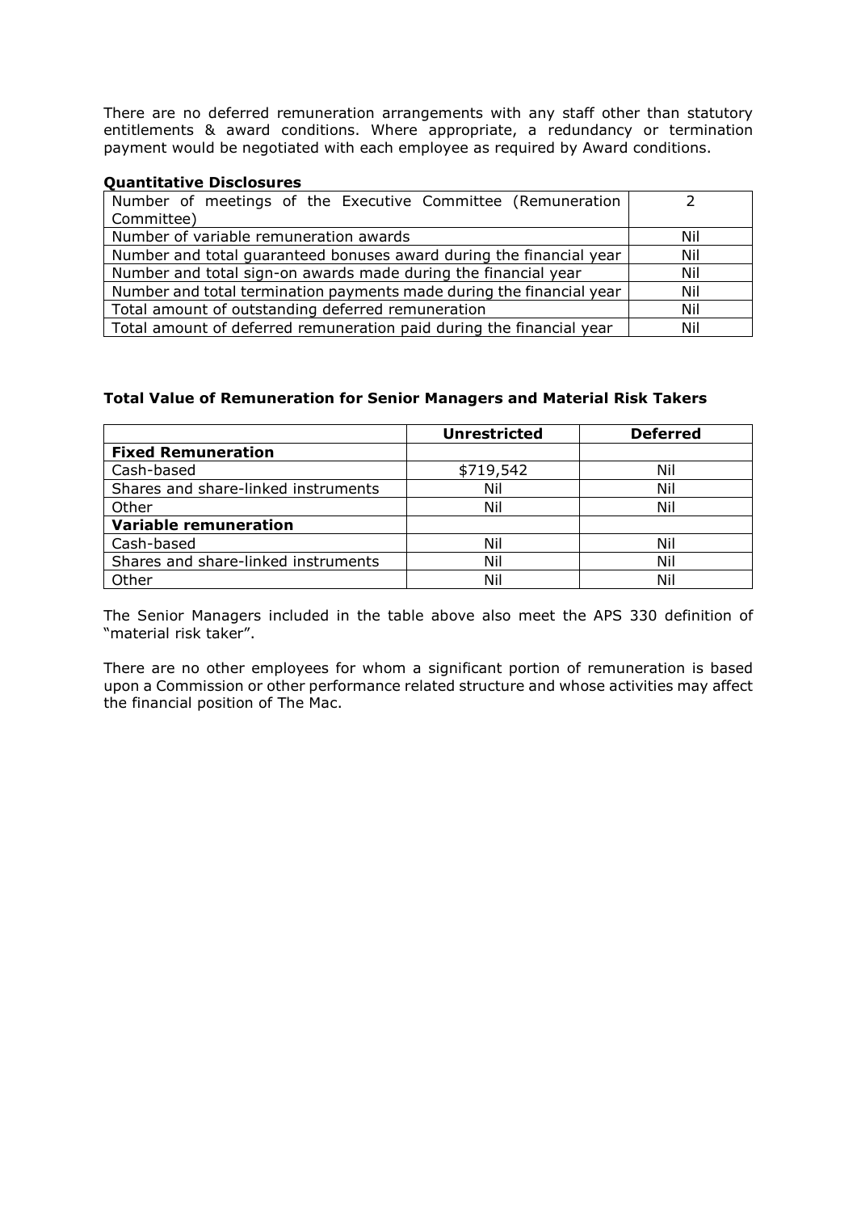There are no deferred remuneration arrangements with any staff other than statutory entitlements & award conditions. Where appropriate, a redundancy or termination payment would be negotiated with each employee as required by Award conditions.

**Quantitative Disclosures**

| | |
|---|---|
| Number of meetings of the Executive Committee (Remuneration Committee) | 2 |
| Number of variable remuneration awards | Nil |
| Number and total guaranteed bonuses award during the financial year | Nil |
| Number and total sign-on awards made during the financial year | Nil |
| Number and total termination payments made during the financial year | Nil |
| Total amount of outstanding deferred remuneration | Nil |
| Total amount of deferred remuneration paid during the financial year | Nil |

**Total Value of Remuneration for Senior Managers and Material Risk Takers**

| | **Unrestricted** | **Deferred** |
|---|---|---|
| **Fixed Remuneration** | | |
| Cash-based | $719,542 | Nil |
| Shares and share-linked instruments | Nil | Nil |
| Other | Nil | Nil |
| **Variable remuneration** | | |
| Cash-based | Nil | Nil |
| Shares and share-linked instruments | Nil | Nil |
| Other | Nil | Nil |

The Senior Managers included in the table above also meet the APS 330 definition of "material risk taker".

There are no other employees for whom a significant portion of remuneration is based upon a Commission or other performance related structure and whose activities may affect the financial position of The Mac.